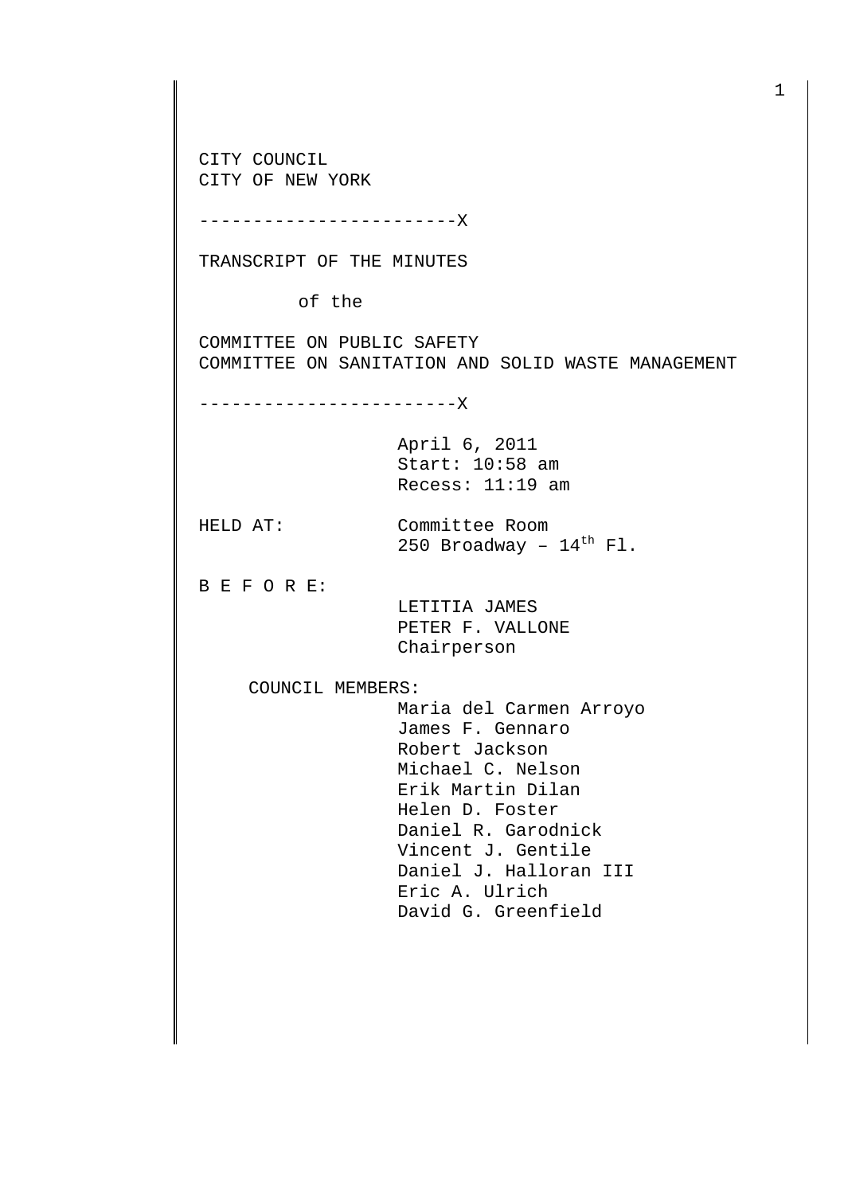CITY COUNCIL
CITY OF NEW YORK

------------------------X

TRANSCRIPT OF THE MINUTES

of the

COMMITTEE ON PUBLIC SAFETY
COMMITTEE ON SANITATION AND SOLID WASTE MANAGEMENT

------------------------X

April 6, 2011
Start: 10:58 am
Recess: 11:19 am

HELD AT: Committee Room
250 Broadway – 14th Fl.

B E F O R E:

LETITIA JAMES
PETER F. VALLONE
Chairperson

COUNCIL MEMBERS:

Maria del Carmen Arroyo
James F. Gennaro
Robert Jackson
Michael C. Nelson
Erik Martin Dilan
Helen D. Foster
Daniel R. Garodnick
Vincent J. Gentile
Daniel J. Halloran III
Eric A. Ulrich
David G. Greenfield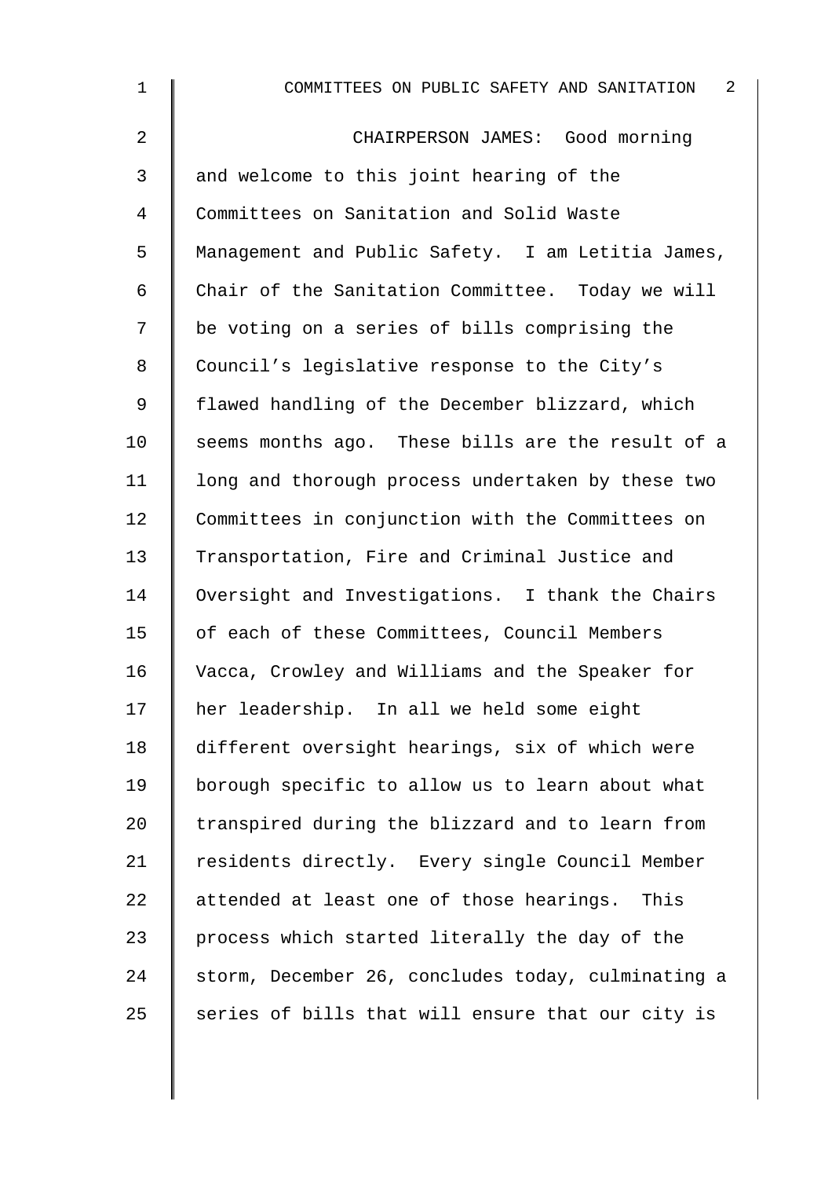CHAIRPERSON JAMES: Good morning and welcome to this joint hearing of the Committees on Sanitation and Solid Waste Management and Public Safety. I am Letitia James, Chair of the Sanitation Committee. Today we will be voting on a series of bills comprising the Council's legislative response to the City's flawed handling of the December blizzard, which seems months ago. These bills are the result of a long and thorough process undertaken by these two Committees in conjunction with the Committees on Transportation, Fire and Criminal Justice and Oversight and Investigations. I thank the Chairs of each of these Committees, Council Members Vacca, Crowley and Williams and the Speaker for her leadership. In all we held some eight different oversight hearings, six of which were borough specific to allow us to learn about what transpired during the blizzard and to learn from residents directly. Every single Council Member attended at least one of those hearings. This process which started literally the day of the storm, December 26, concludes today, culminating a series of bills that will ensure that our city is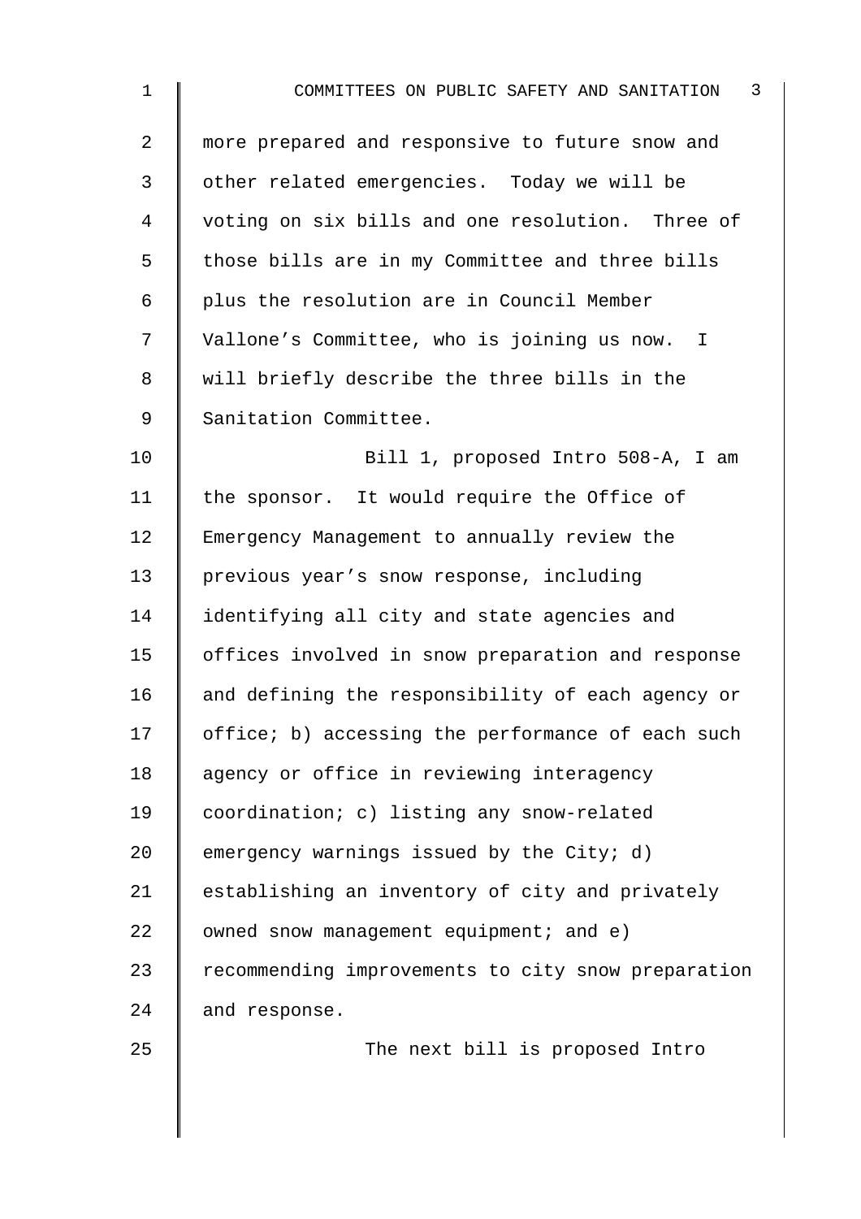more prepared and responsive to future snow and other related emergencies. Today we will be voting on six bills and one resolution. Three of those bills are in my Committee and three bills plus the resolution are in Council Member Vallone's Committee, who is joining us now. I will briefly describe the three bills in the Sanitation Committee.

Bill 1, proposed Intro 508-A, I am the sponsor. It would require the Office of Emergency Management to annually review the previous year's snow response, including identifying all city and state agencies and offices involved in snow preparation and response and defining the responsibility of each agency or office; b) accessing the performance of each such agency or office in reviewing interagency coordination; c) listing any snow-related emergency warnings issued by the City; d) establishing an inventory of city and privately owned snow management equipment; and e) recommending improvements to city snow preparation and response.

The next bill is proposed Intro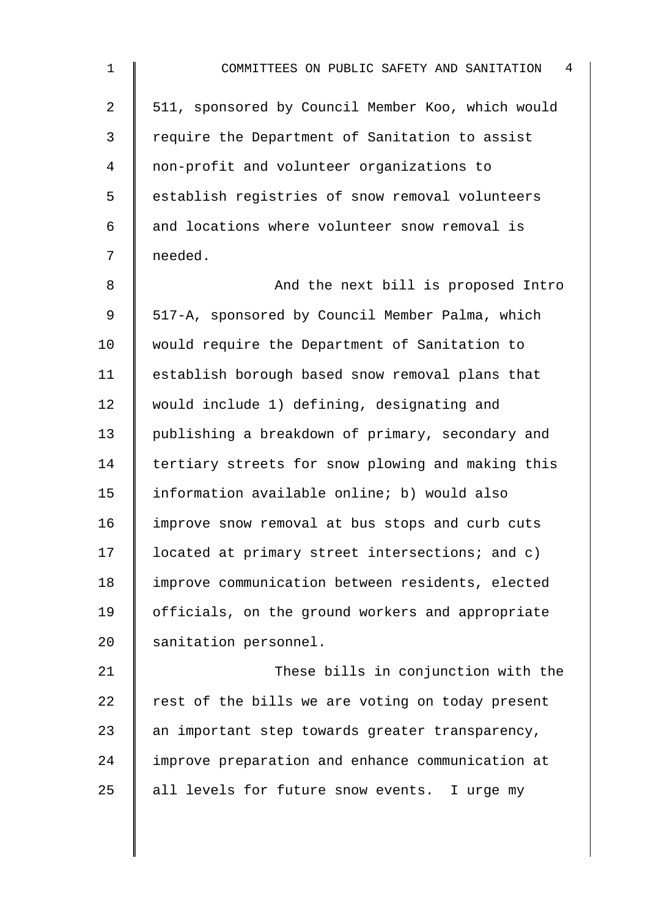511, sponsored by Council Member Koo, which would require the Department of Sanitation to assist non-profit and volunteer organizations to establish registries of snow removal volunteers and locations where volunteer snow removal is needed.

And the next bill is proposed Intro 517-A, sponsored by Council Member Palma, which would require the Department of Sanitation to establish borough based snow removal plans that would include 1) defining, designating and publishing a breakdown of primary, secondary and tertiary streets for snow plowing and making this information available online; b) would also improve snow removal at bus stops and curb cuts located at primary street intersections; and c) improve communication between residents, elected officials, on the ground workers and appropriate sanitation personnel.

These bills in conjunction with the rest of the bills we are voting on today present an important step towards greater transparency, improve preparation and enhance communication at all levels for future snow events. I urge my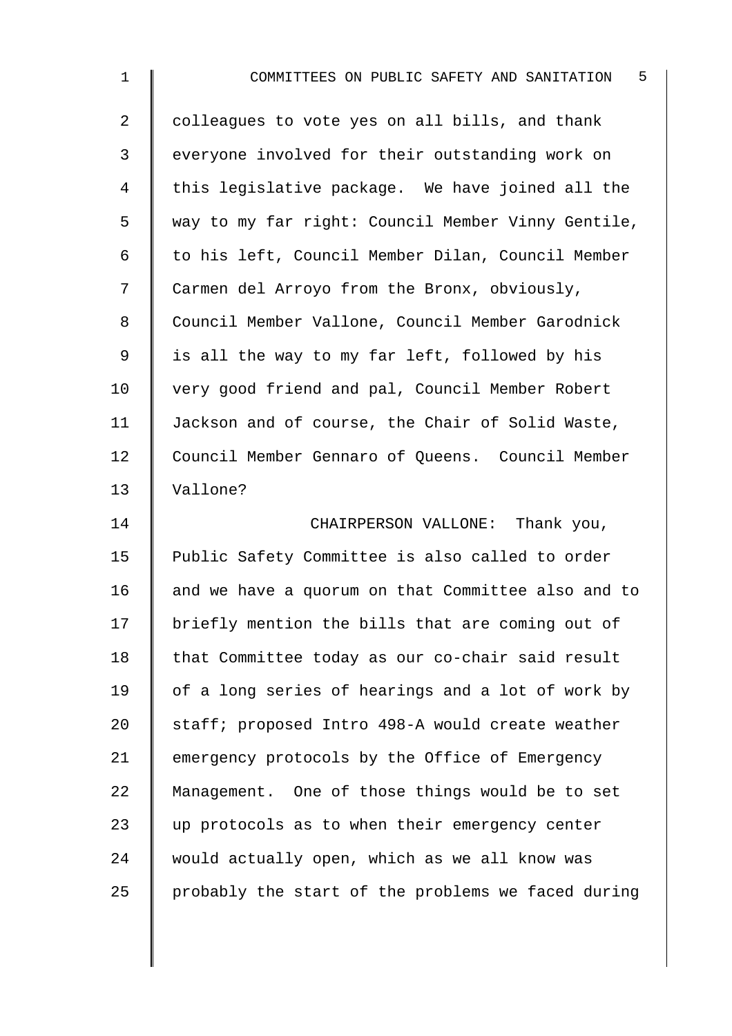colleagues to vote yes on all bills, and thank everyone involved for their outstanding work on this legislative package. We have joined all the way to my far right: Council Member Vinny Gentile, to his left, Council Member Dilan, Council Member Carmen del Arroyo from the Bronx, obviously, Council Member Vallone, Council Member Garodnick is all the way to my far left, followed by his very good friend and pal, Council Member Robert Jackson and of course, the Chair of Solid Waste, Council Member Gennaro of Queens. Council Member Vallone?

CHAIRPERSON VALLONE: Thank you, Public Safety Committee is also called to order and we have a quorum on that Committee also and to briefly mention the bills that are coming out of that Committee today as our co-chair said result of a long series of hearings and a lot of work by staff; proposed Intro 498-A would create weather emergency protocols by the Office of Emergency Management. One of those things would be to set up protocols as to when their emergency center would actually open, which as we all know was probably the start of the problems we faced during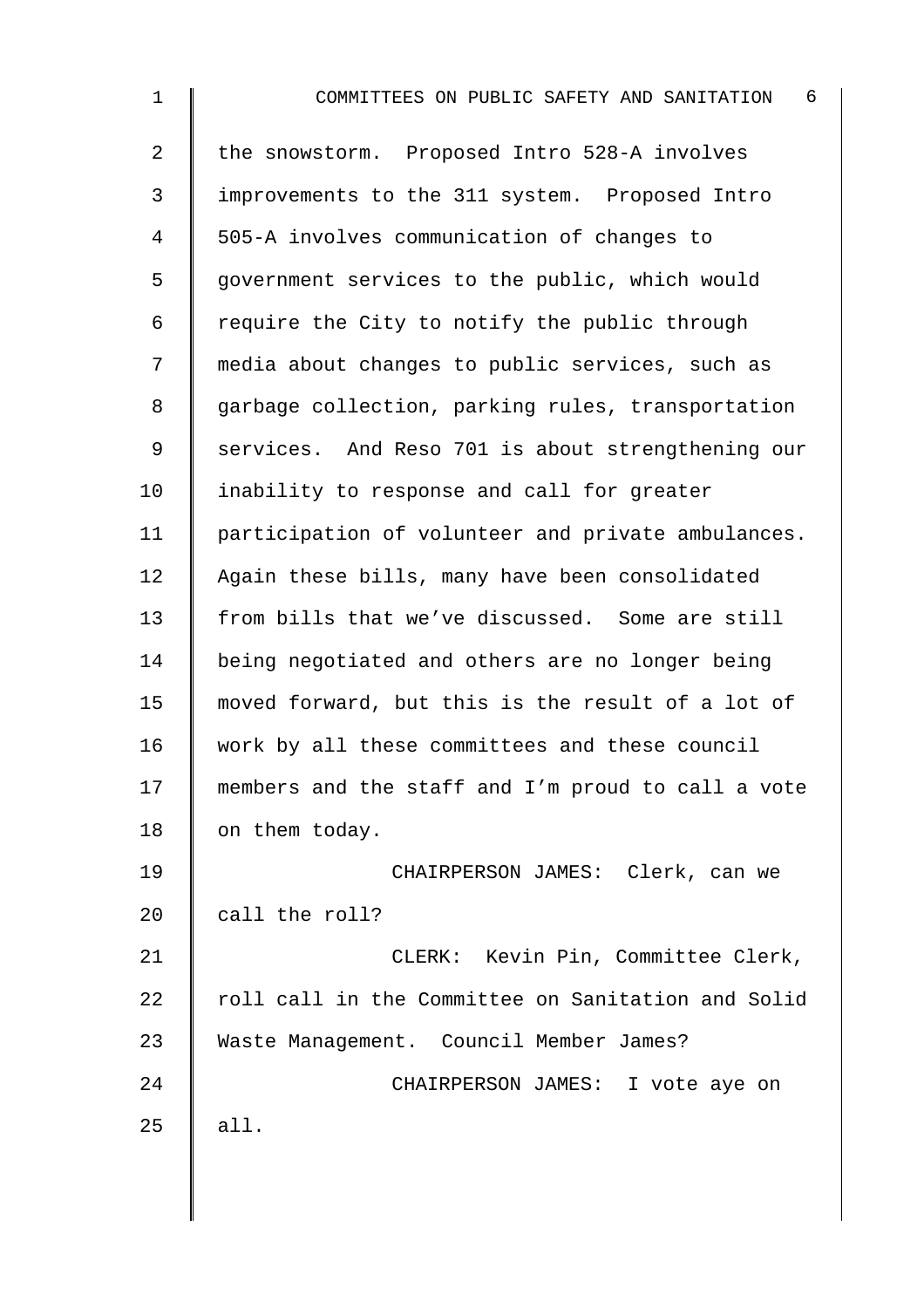the snowstorm. Proposed Intro 528-A involves improvements to the 311 system. Proposed Intro 505-A involves communication of changes to government services to the public, which would require the City to notify the public through media about changes to public services, such as garbage collection, parking rules, transportation services. And Reso 701 is about strengthening our inability to response and call for greater participation of volunteer and private ambulances. Again these bills, many have been consolidated from bills that we've discussed. Some are still being negotiated and others are no longer being moved forward, but this is the result of a lot of work by all these committees and these council members and the staff and I'm proud to call a vote on them today.

CHAIRPERSON JAMES: Clerk, can we call the roll?

CLERK: Kevin Pin, Committee Clerk, roll call in the Committee on Sanitation and Solid Waste Management. Council Member James?

CHAIRPERSON JAMES: I vote aye on all.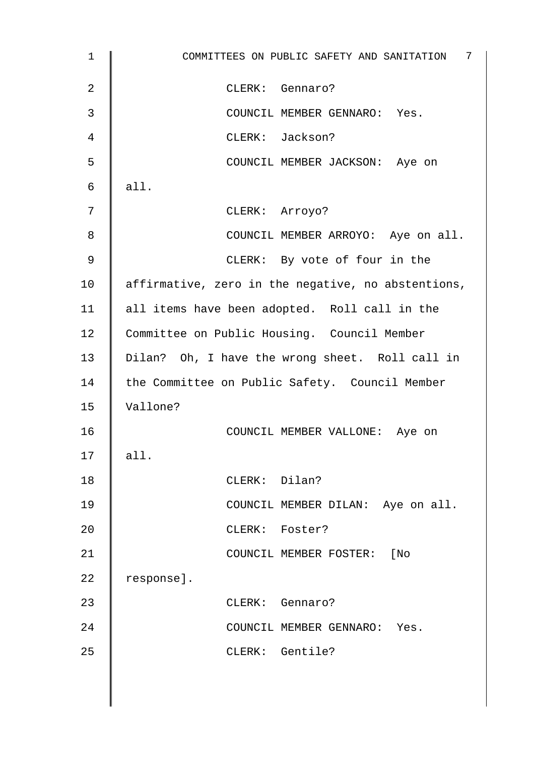CLERK: Gennaro?

COUNCIL MEMBER GENNARO: Yes.

CLERK: Jackson?

COUNCIL MEMBER JACKSON: Aye on all.

CLERK: Arroyo?

COUNCIL MEMBER ARROYO: Aye on all.

CLERK: By vote of four in the affirmative, zero in the negative, no abstentions, all items have been adopted. Roll call in the Committee on Public Housing. Council Member Dilan? Oh, I have the wrong sheet. Roll call in the Committee on Public Safety. Council Member Vallone?

COUNCIL MEMBER VALLONE: Aye on all.

CLERK: Dilan?

COUNCIL MEMBER DILAN: Aye on all.

CLERK: Foster?

COUNCIL MEMBER FOSTER: [No response].

CLERK: Gennaro?

COUNCIL MEMBER GENNARO: Yes.

CLERK: Gentile?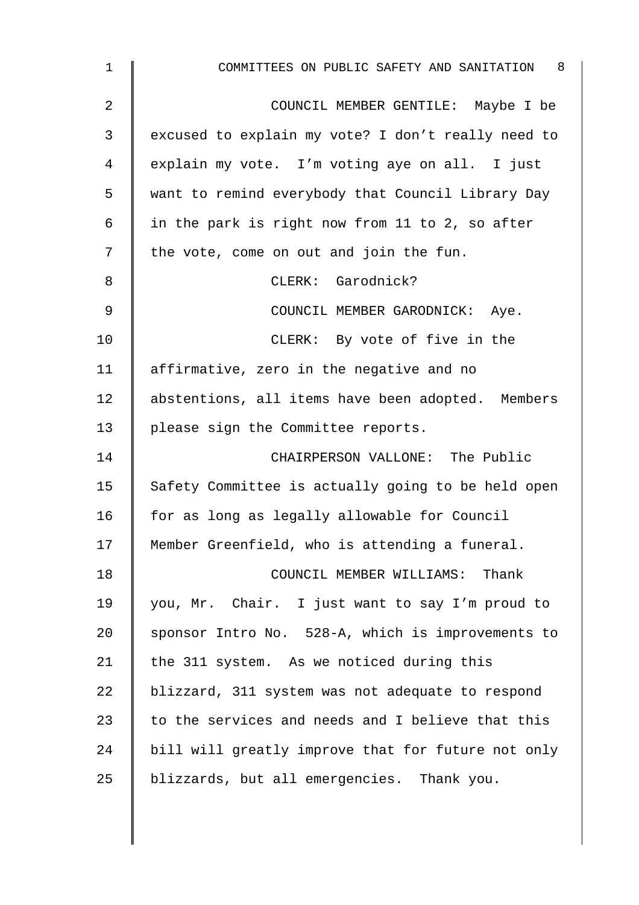COUNCIL MEMBER GENTILE: Maybe I be excused to explain my vote? I don't really need to explain my vote. I'm voting aye on all. I just want to remind everybody that Council Library Day in the park is right now from 11 to 2, so after the vote, come on out and join the fun.

CLERK: Garodnick?

COUNCIL MEMBER GARODNICK: Aye.

CLERK: By vote of five in the affirmative, zero in the negative and no abstentions, all items have been adopted. Members please sign the Committee reports.

CHAIRPERSON VALLONE: The Public Safety Committee is actually going to be held open for as long as legally allowable for Council Member Greenfield, who is attending a funeral.

COUNCIL MEMBER WILLIAMS: Thank you, Mr. Chair. I just want to say I'm proud to sponsor Intro No. 528-A, which is improvements to the 311 system. As we noticed during this blizzard, 311 system was not adequate to respond to the services and needs and I believe that this bill will greatly improve that for future not only blizzards, but all emergencies. Thank you.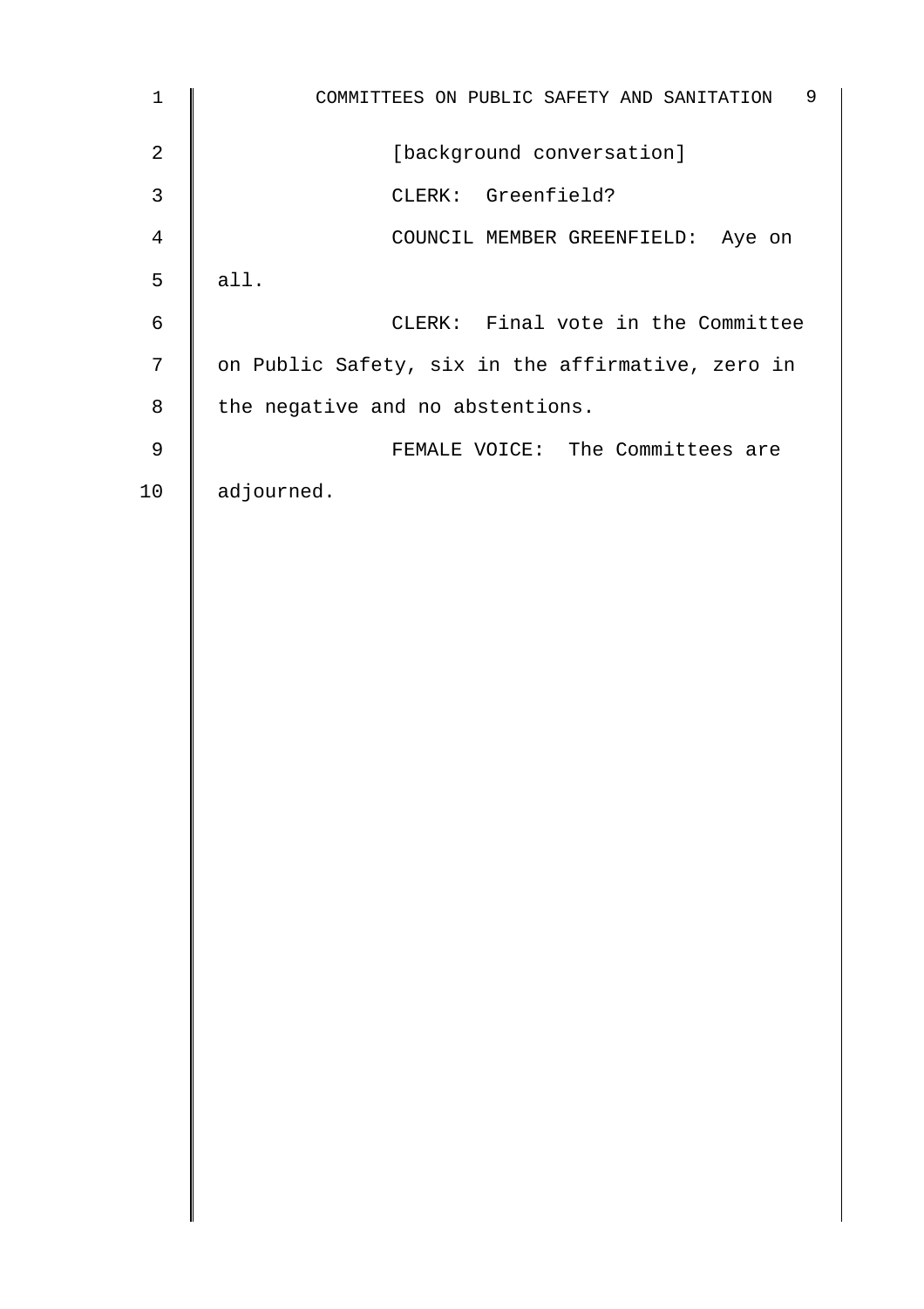[background conversation]

CLERK: Greenfield?

COUNCIL MEMBER GREENFIELD: Aye on all.

CLERK: Final vote in the Committee on Public Safety, six in the affirmative, zero in the negative and no abstentions.

FEMALE VOICE: The Committees are adjourned.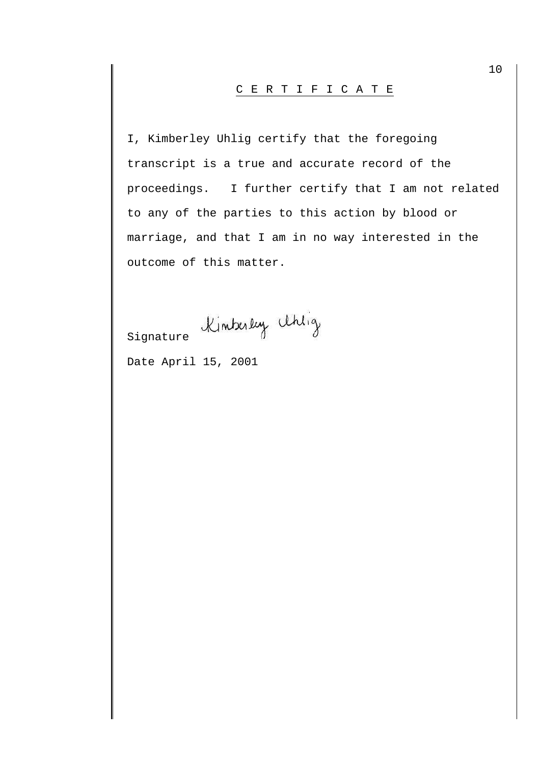# C E R T I F I C A T E

I, Kimberley Uhlig certify that the foregoing transcript is a true and accurate record of the proceedings. I further certify that I am not related to any of the parties to this action by blood or marriage, and that I am in no way interested in the outcome of this matter.

Signature Kimberley Uhlig

Date April 15, 2001